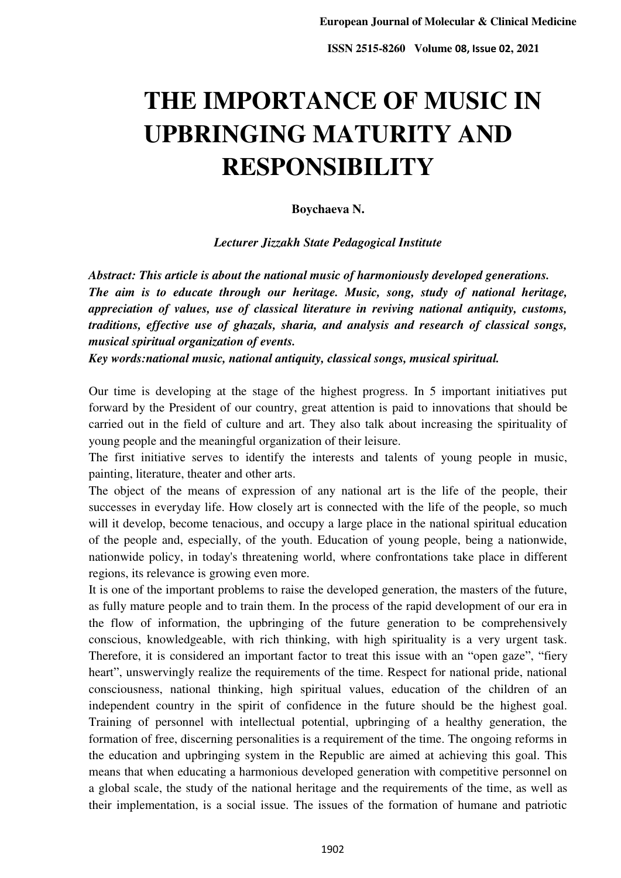# THE IMPORTANCE OF MUSIC IN UPBRINGING MATURITY AND RESPONSIBILITY

**Boychaeva N.**

***Lecturer Jizzakh State Pedagogical Institute***

***Abstract: This article is about the national music of harmoniously developed generations. The aim is to educate through our heritage. Music, song, study of national heritage, appreciation of values, use of classical literature in reviving national antiquity, customs, traditions, effective use of ghazals, sharia, and analysis and research of classical songs, musical spiritual organization of events.***

***Key words:national music, national antiquity, classical songs, musical spiritual.***

Our time is developing at the stage of the highest progress. In 5 important initiatives put forward by the President of our country, great attention is paid to innovations that should be carried out in the field of culture and art. They also talk about increasing the spirituality of young people and the meaningful organization of their leisure.

The first initiative serves to identify the interests and talents of young people in music, painting, literature, theater and other arts.

The object of the means of expression of any national art is the life of the people, their successes in everyday life. How closely art is connected with the life of the people, so much will it develop, become tenacious, and occupy a large place in the national spiritual education of the people and, especially, of the youth. Education of young people, being a nationwide, nationwide policy, in today's threatening world, where confrontations take place in different regions, its relevance is growing even more.

It is one of the important problems to raise the developed generation, the masters of the future, as fully mature people and to train them. In the process of the rapid development of our era in the flow of information, the upbringing of the future generation to be comprehensively conscious, knowledgeable, with rich thinking, with high spirituality is a very urgent task. Therefore, it is considered an important factor to treat this issue with an "open gaze", "fiery heart", unswervingly realize the requirements of the time. Respect for national pride, national consciousness, national thinking, high spiritual values, education of the children of an independent country in the spirit of confidence in the future should be the highest goal. Training of personnel with intellectual potential, upbringing of a healthy generation, the formation of free, discerning personalities is a requirement of the time. The ongoing reforms in the education and upbringing system in the Republic are aimed at achieving this goal. This means that when educating a harmonious developed generation with competitive personnel on a global scale, the study of the national heritage and the requirements of the time, as well as their implementation, is a social issue. The issues of the formation of humane and patriotic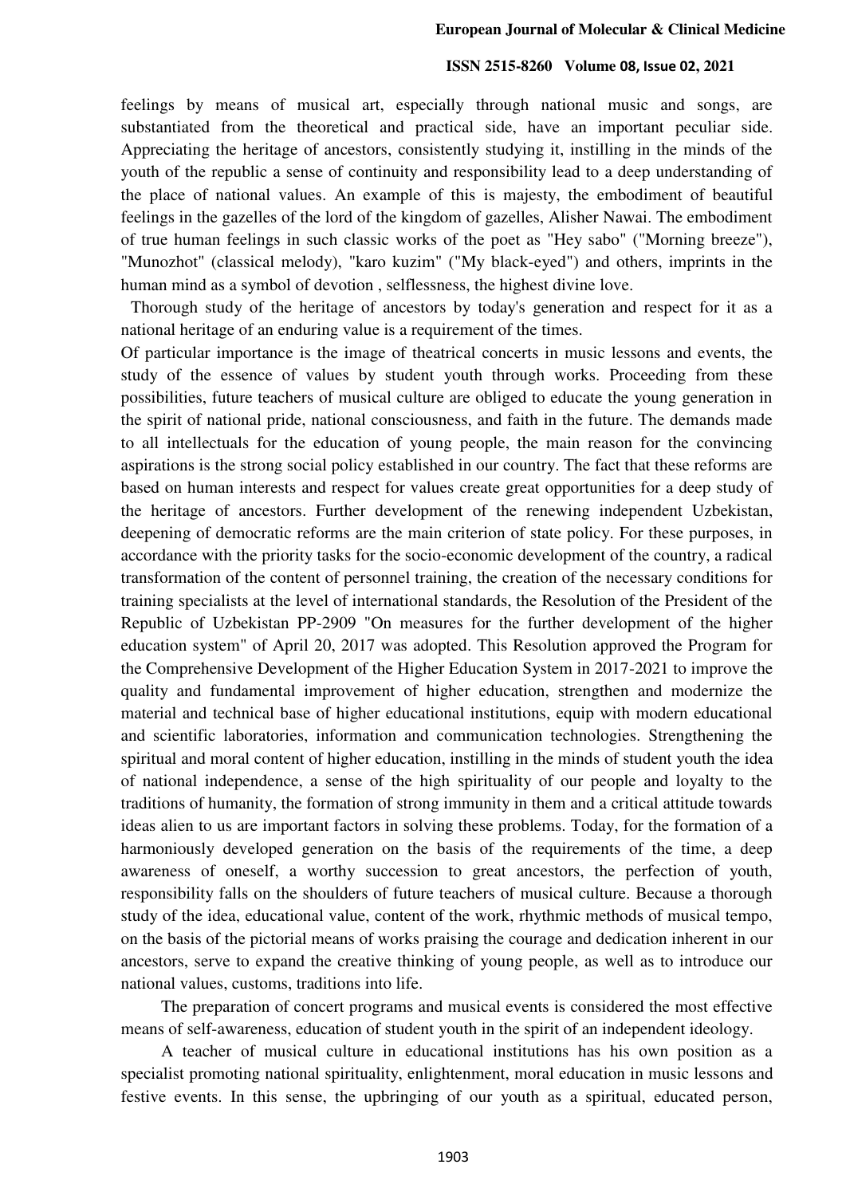feelings by means of musical art, especially through national music and songs, are substantiated from the theoretical and practical side, have an important peculiar side. Appreciating the heritage of ancestors, consistently studying it, instilling in the minds of the youth of the republic a sense of continuity and responsibility lead to a deep understanding of the place of national values. An example of this is majesty, the embodiment of beautiful feelings in the gazelles of the lord of the kingdom of gazelles, Alisher Nawai. The embodiment of true human feelings in such classic works of the poet as "Hey sabo" ("Morning breeze"), "Munozhot" (classical melody), "karo kuzim" ("My black-eyed") and others, imprints in the human mind as a symbol of devotion , selflessness, the highest divine love.

Thorough study of the heritage of ancestors by today's generation and respect for it as a national heritage of an enduring value is a requirement of the times.

Of particular importance is the image of theatrical concerts in music lessons and events, the study of the essence of values by student youth through works. Proceeding from these possibilities, future teachers of musical culture are obliged to educate the young generation in the spirit of national pride, national consciousness, and faith in the future. The demands made to all intellectuals for the education of young people, the main reason for the convincing aspirations is the strong social policy established in our country. The fact that these reforms are based on human interests and respect for values create great opportunities for a deep study of the heritage of ancestors. Further development of the renewing independent Uzbekistan, deepening of democratic reforms are the main criterion of state policy. For these purposes, in accordance with the priority tasks for the socio-economic development of the country, a radical transformation of the content of personnel training, the creation of the necessary conditions for training specialists at the level of international standards, the Resolution of the President of the Republic of Uzbekistan PP-2909 "On measures for the further development of the higher education system" of April 20, 2017 was adopted. This Resolution approved the Program for the Comprehensive Development of the Higher Education System in 2017-2021 to improve the quality and fundamental improvement of higher education, strengthen and modernize the material and technical base of higher educational institutions, equip with modern educational and scientific laboratories, information and communication technologies. Strengthening the spiritual and moral content of higher education, instilling in the minds of student youth the idea of national independence, a sense of the high spirituality of our people and loyalty to the traditions of humanity, the formation of strong immunity in them and a critical attitude towards ideas alien to us are important factors in solving these problems. Today, for the formation of a harmoniously developed generation on the basis of the requirements of the time, a deep awareness of oneself, a worthy succession to great ancestors, the perfection of youth, responsibility falls on the shoulders of future teachers of musical culture. Because a thorough study of the idea, educational value, content of the work, rhythmic methods of musical tempo, on the basis of the pictorial means of works praising the courage and dedication inherent in our ancestors, serve to expand the creative thinking of young people, as well as to introduce our national values, customs, traditions into life.

The preparation of concert programs and musical events is considered the most effective means of self-awareness, education of student youth in the spirit of an independent ideology.

A teacher of musical culture in educational institutions has his own position as a specialist promoting national spirituality, enlightenment, moral education in music lessons and festive events. In this sense, the upbringing of our youth as a spiritual, educated person,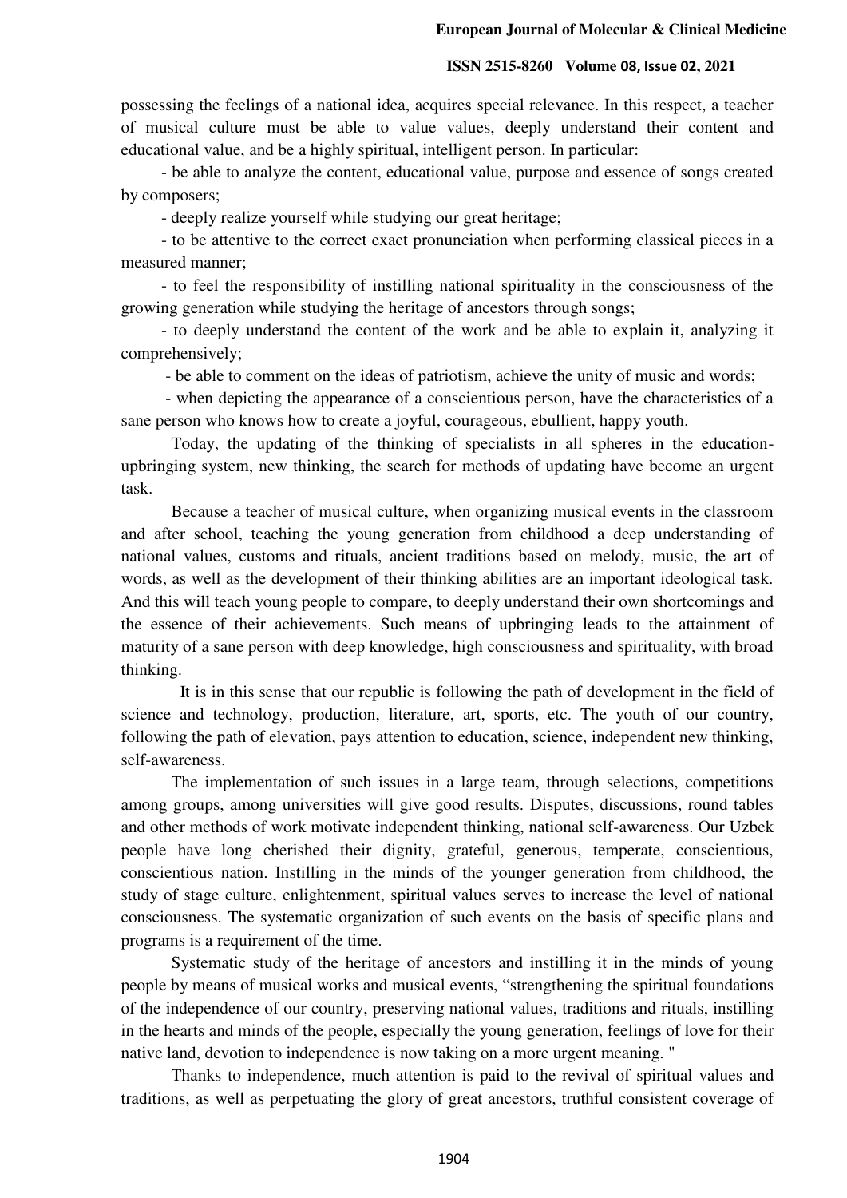possessing the feelings of a national idea, acquires special relevance. In this respect, a teacher of musical culture must be able to value values, deeply understand their content and educational value, and be a highly spiritual, intelligent person. In particular:

- be able to analyze the content, educational value, purpose and essence of songs created by composers;
- deeply realize yourself while studying our great heritage;
- to be attentive to the correct exact pronunciation when performing classical pieces in a measured manner;
- to feel the responsibility of instilling national spirituality in the consciousness of the growing generation while studying the heritage of ancestors through songs;
- to deeply understand the content of the work and be able to explain it, analyzing it comprehensively;
- be able to comment on the ideas of patriotism, achieve the unity of music and words;
- when depicting the appearance of a conscientious person, have the characteristics of a sane person who knows how to create a joyful, courageous, ebullient, happy youth.

Today, the updating of the thinking of specialists in all spheres in the education-upbringing system, new thinking, the search for methods of updating have become an urgent task.

Because a teacher of musical culture, when organizing musical events in the classroom and after school, teaching the young generation from childhood a deep understanding of national values, customs and rituals, ancient traditions based on melody, music, the art of words, as well as the development of their thinking abilities are an important ideological task. And this will teach young people to compare, to deeply understand their own shortcomings and the essence of their achievements. Such means of upbringing leads to the attainment of maturity of a sane person with deep knowledge, high consciousness and spirituality, with broad thinking.

It is in this sense that our republic is following the path of development in the field of science and technology, production, literature, art, sports, etc. The youth of our country, following the path of elevation, pays attention to education, science, independent new thinking, self-awareness.

The implementation of such issues in a large team, through selections, competitions among groups, among universities will give good results. Disputes, discussions, round tables and other methods of work motivate independent thinking, national self-awareness. Our Uzbek people have long cherished their dignity, grateful, generous, temperate, conscientious, conscientious nation. Instilling in the minds of the younger generation from childhood, the study of stage culture, enlightenment, spiritual values serves to increase the level of national consciousness. The systematic organization of such events on the basis of specific plans and programs is a requirement of the time.

Systematic study of the heritage of ancestors and instilling it in the minds of young people by means of musical works and musical events, "strengthening the spiritual foundations of the independence of our country, preserving national values, traditions and rituals, instilling in the hearts and minds of the people, especially the young generation, feelings of love for their native land, devotion to independence is now taking on a more urgent meaning. "

Thanks to independence, much attention is paid to the revival of spiritual values and traditions, as well as perpetuating the glory of great ancestors, truthful consistent coverage of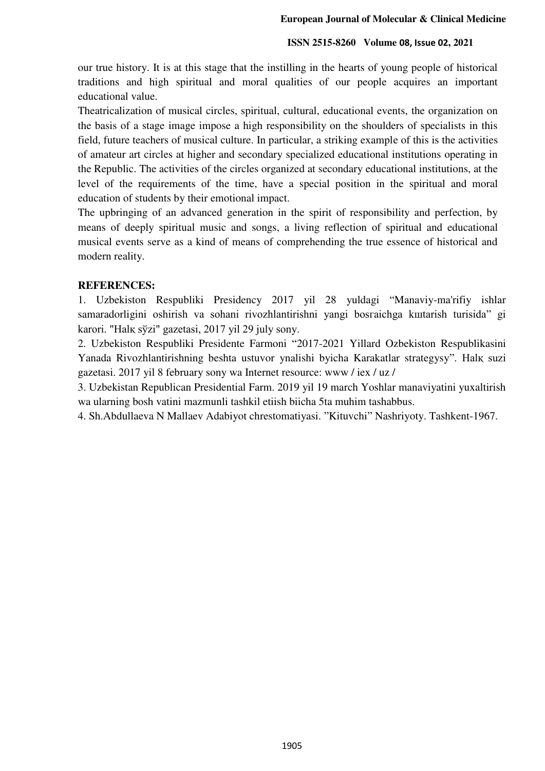our true history. It is at this stage that the instilling in the hearts of young people of historical traditions and high spiritual and moral qualities of our people acquires an important educational value.

Theatricalization of musical circles, spiritual, cultural, educational events, the organization on the basis of a stage image impose a high responsibility on the shoulders of specialists in this field, future teachers of musical culture. In particular, a striking example of this is the activities of amateur art circles at higher and secondary specialized educational institutions operating in the Republic. The activities of the circles organized at secondary educational institutions, at the level of the requirements of the time, have a special position in the spiritual and moral education of students by their emotional impact.

The upbringing of an advanced generation in the spirit of responsibility and perfection, by means of deeply spiritual music and songs, a living reflection of spiritual and educational musical events serve as a kind of means of comprehending the true essence of historical and modern reality.

**REFERENCES:**

1. Uzbekiston Respubliki Presidency 2017 yil 28 yuldagi "Manaviy-ma'rifiy ishlar samaradorligini oshirish va sohani rivozhlantirishni yangi bosraichga kштarish turisida" gi karori. "Halқ sўzi" gazetasi, 2017 yil 29 july sony.
2. Uzbekiston Respubliki Presidente Farmoni "2017-2021 Yillard Ozbekiston Respublikasini Yanada Rivozhlantirishning beshta ustuvor ynalishi byicha Karakatlar strategysy". Halқ suzi gazetasi. 2017 yil 8 february sony wa Internet resource: www / iex / uz /
3. Uzbekistan Republican Presidential Farm. 2019 yil 19 march Yoshlar manaviyatini yuxaltirish wa ularning bosh vatini mazmunli tashkil etiish biicha 5ta muhim tashabbus.
4. Sh.Abdullaeva N Mallaev Adabiyot chrestomatiyasi. "Kituvchi" Nashriyoty. Tashkent-1967.